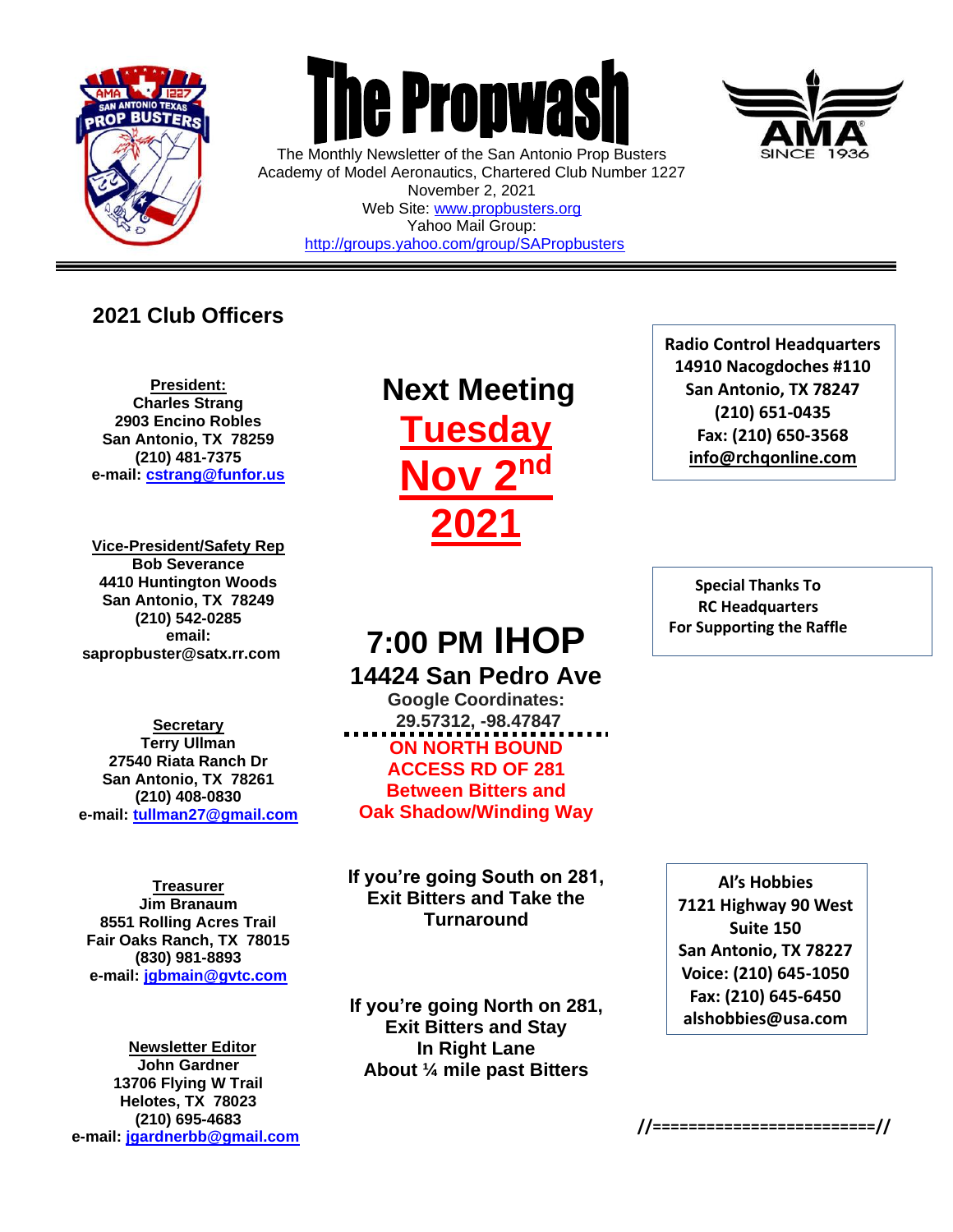# The Propwash

The Monthly Newsletter of the San Antonio Prop Busters
Academy of Model Aeronautics, Chartered Club Number 1227
November 2, 2021
Web Site: www.propbusters.org
Yahoo Mail Group:
http://groups.yahoo.com/group/SAPropbusters

## 2021 Club Officers

**President:**
**Charles Strang**
**2903 Encino Robles**
**San Antonio, TX 78259**
**(210) 481-7375**
**e-mail: cstrang@funfor.us**

**Vice-President/Safety Rep**
**Bob Severance**
**4410 Huntington Woods**
**San Antonio, TX 78249**
**(210) 542-0285**
**email:**
**sapropbuster@satx.rr.com**

**Secretary**
**Terry Ullman**
**27540 Riata Ranch Dr**
**San Antonio, TX 78261**
**(210) 408-0830**
**e-mail: tullman27@gmail.com**

**Treasurer**
**Jim Branaum**
**8551 Rolling Acres Trail**
**Fair Oaks Ranch, TX 78015**
**(830) 981-8893**
**e-mail: jgbmain@gvtc.com**

**Newsletter Editor**
**John Gardner**
**13706 Flying W Trail**
**Helotes, TX 78023**
**(210) 695-4683**
**e-mail: jgardnerbb@gmail.com**

## Next Meeting

**Tuesday**
**Nov 2nd**
**2021**

## 7:00 PM IHOP

**14424 San Pedro Ave**
**Google Coordinates:**
**29.57312, -98.47847**

**ON NORTH BOUND ACCESS RD OF 281 Between Bitters and Oak Shadow/Winding Way**

**If you're going South on 281, Exit Bitters and Take the Turnaround**

**If you're going North on 281, Exit Bitters and Stay In Right Lane About ¼ mile past Bitters**

**Radio Control Headquarters**
**14910 Nacogdoches #110**
**San Antonio, TX 78247**
**(210) 651-0435**
**Fax: (210) 650-3568**
**info@rchqonline.com**

**Special Thanks To**
**RC Headquarters**
**For Supporting the Raffle**

**Al's Hobbies**
**7121 Highway 90 West**
**Suite 150**
**San Antonio, TX 78227**
**Voice: (210) 645-1050**
**Fax: (210) 645-6450**
**alshobbies@usa.com**

**//=========================//**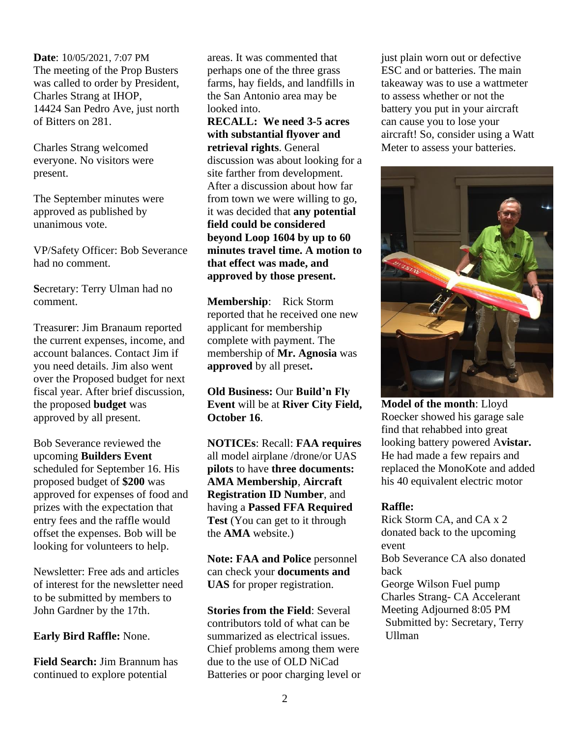**Date**: 10/05/2021, 7:07 PM
The meeting of the Prop Busters was called to order by President, Charles Strang at IHOP, 14424 San Pedro Ave, just north of Bitters on 281.

Charles Strang welcomed everyone. No visitors were present.

The September minutes were approved as published by unanimous vote.

VP/Safety Officer: Bob Severance had no comment.

**S**ecretary: Terry Ulman had no comment.

Treasur**e**r: Jim Branaum reported the current expenses, income, and account balances. Contact Jim if you need details. Jim also went over the Proposed budget for next fiscal year. After brief discussion, the proposed **budget** was approved by all present.

Bob Severance reviewed the upcoming **Builders Event** scheduled for September 16. His proposed budget of **$200** was approved for expenses of food and prizes with the expectation that entry fees and the raffle would offset the expenses. Bob will be looking for volunteers to help.

Newsletter: Free ads and articles of interest for the newsletter need to be submitted by members to John Gardner by the 17th.

**Early Bird Raffle:** None.

**Field Search:** Jim Brannum has continued to explore potential areas. It was commented that perhaps one of the three grass farms, hay fields, and landfills in the San Antonio area may be looked into.
**RECALL: We need 3-5 acres with substantial flyover and retrieval rights**. General discussion was about looking for a site farther from development. After a discussion about how far from town we were willing to go, it was decided that **any potential field could be considered beyond Loop 1604 by up to 60 minutes travel time. A motion to that effect was made, and approved by those present.**

**Membership**: Rick Storm reported that he received one new applicant for membership complete with payment. The membership of **Mr. Agnosia** was **approved** by all preset**.**

**Old Business:** Our **Build'n Fly Event** will be at **River City Field, October 16**.

**NOTICEs**: Recall: **FAA requires** all model airplane /drone/or UAS **pilots** to have **three documents: AMA Membership**, **Aircraft Registration ID Number**, and having a **Passed FFA Required Test** (You can get to it through the **AMA** website.)

**Note: FAA and Police** personnel can check your **documents and UAS** for proper registration.

**Stories from the Field**: Several contributors told of what can be summarized as electrical issues. Chief problems among them were due to the use of OLD NiCad Batteries or poor charging level or just plain worn out or defective ESC and or batteries. The main takeaway was to use a wattmeter to assess whether or not the battery you put in your aircraft can cause you to lose your aircraft! So, consider using a Watt Meter to assess your batteries.

**Model of the month**: Lloyd Roecker showed his garage sale find that rehabbed into great looking battery powered A**vistar.** He had made a few repairs and replaced the MonoKote and added his 40 equivalent electric motor

**Raffle:**
Rick Storm CA, and CA x 2 donated back to the upcoming event
Bob Severance CA also donated back
George Wilson Fuel pump
Charles Strang- CA Accelerant
Meeting Adjourned 8:05 PM
Submitted by: Secretary, Terry Ullman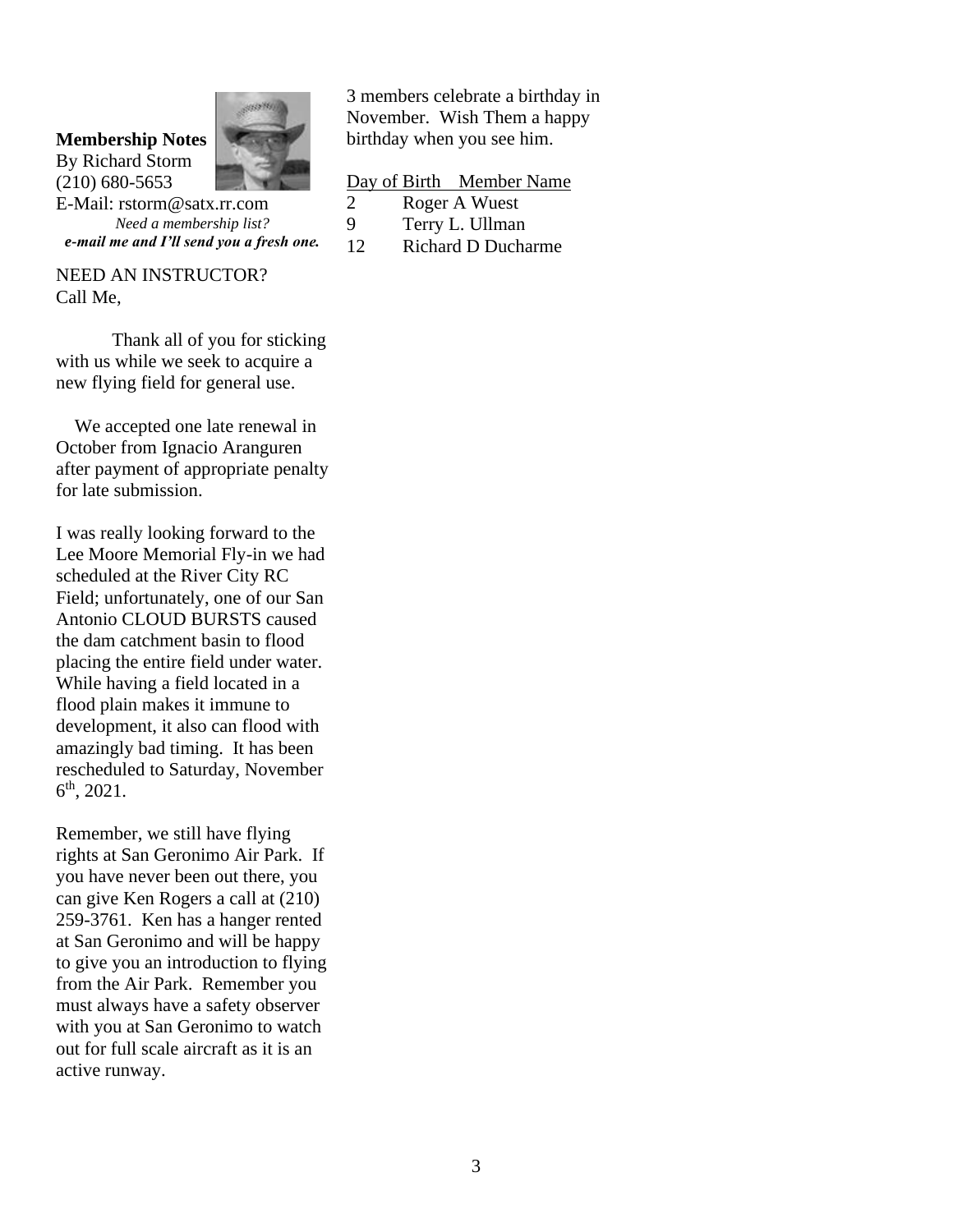**Membership Notes**
By Richard Storm
(210) 680-5653
E-Mail: rstorm@satx.rr.com

*Need a membership list?*
***e-mail me and I'll send you a fresh one.***

NEED AN INSTRUCTOR?
Call Me,

Thank all of you for sticking with us while we seek to acquire a new flying field for general use.

We accepted one late renewal in October from Ignacio Aranguren after payment of appropriate penalty for late submission.

I was really looking forward to the Lee Moore Memorial Fly-in we had scheduled at the River City RC Field; unfortunately, one of our San Antonio CLOUD BURSTS caused the dam catchment basin to flood placing the entire field under water. While having a field located in a flood plain makes it immune to development, it also can flood with amazingly bad timing. It has been rescheduled to Saturday, November 6th, 2021.

Remember, we still have flying rights at San Geronimo Air Park. If you have never been out there, you can give Ken Rogers a call at (210) 259-3761. Ken has a hanger rented at San Geronimo and will be happy to give you an introduction to flying from the Air Park. Remember you must always have a safety observer with you at San Geronimo to watch out for full scale aircraft as it is an active runway.

3 members celebrate a birthday in November. Wish Them a happy birthday when you see him.

| Day of Birth | Member Name |
|---|---|
| 2 | Roger A Wuest |
| 9 | Terry L. Ullman |
| 12 | Richard D Ducharme |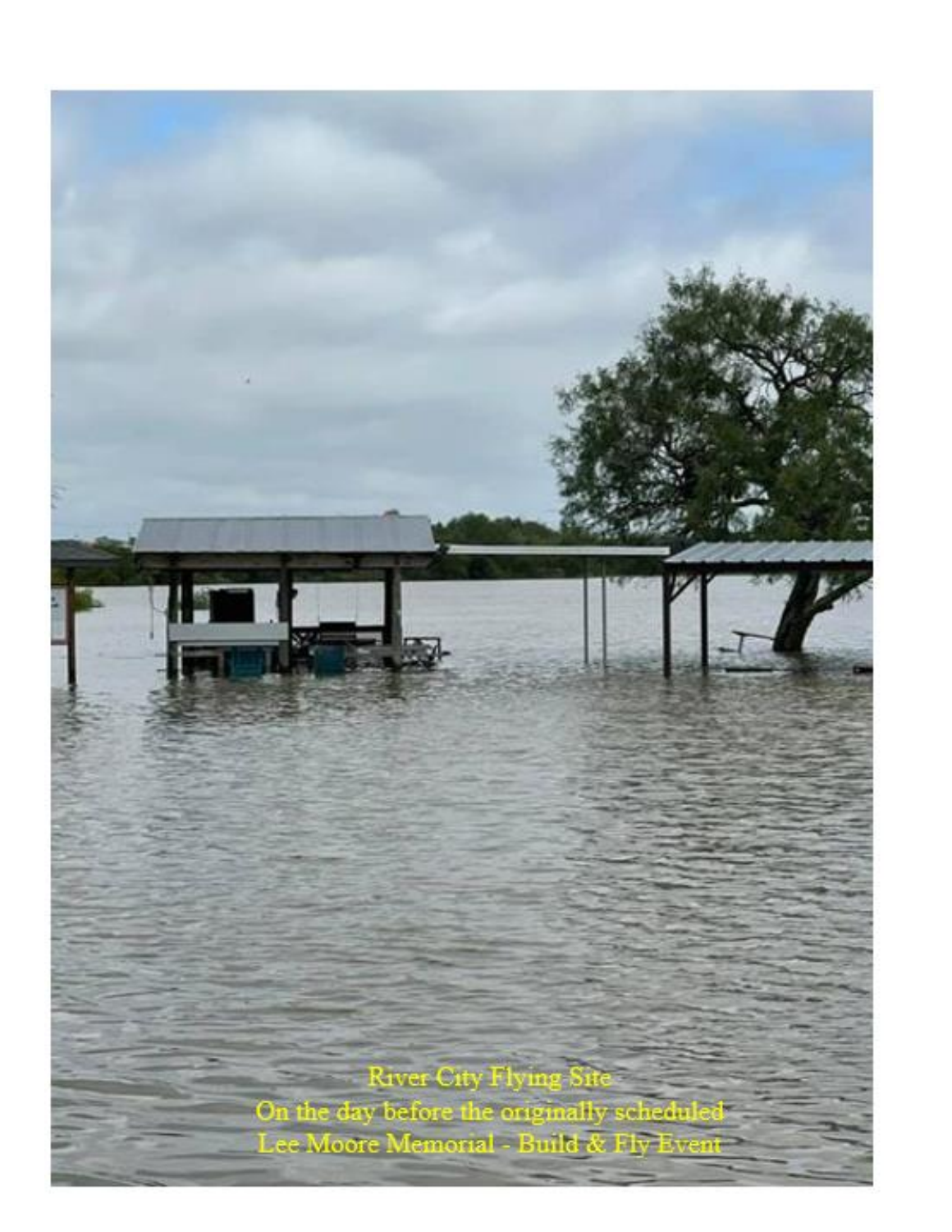River City Flying Site
On the day before the originally scheduled
Lee Moore Memorial - Build & Fly Event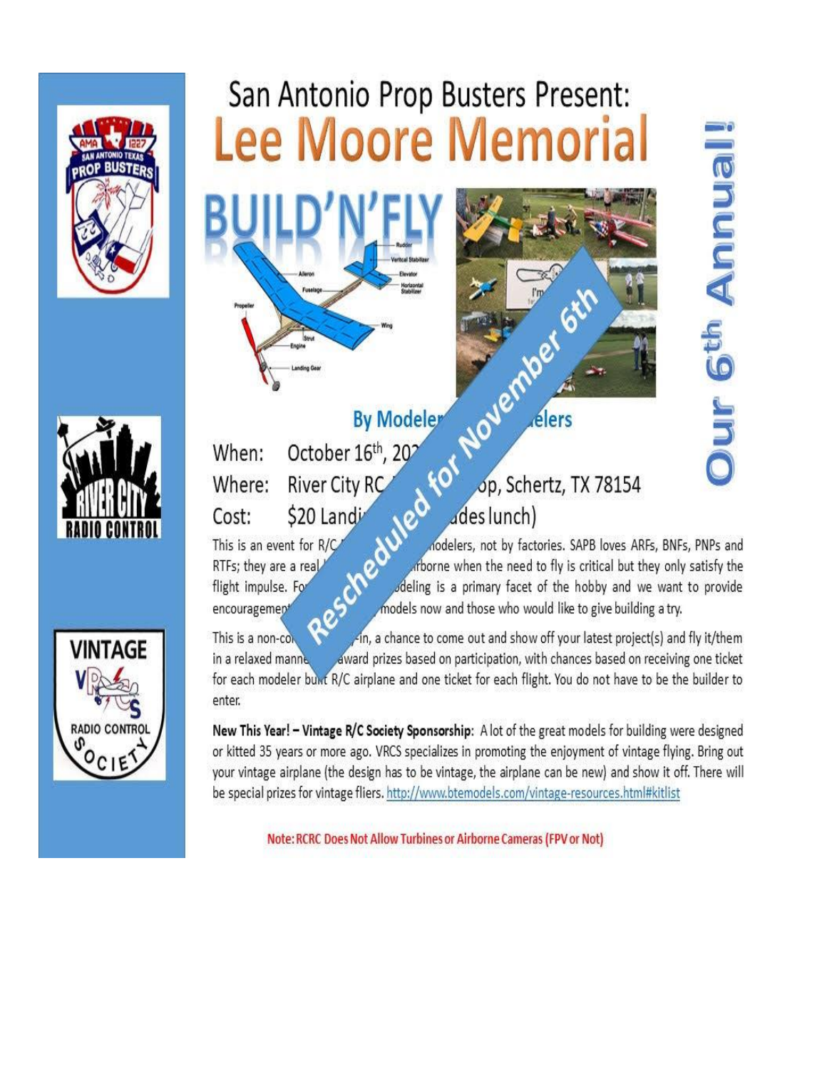San Antonio Prop Busters Present:

# Lee Moore Memorial

# BUILD'N'FLY

Rescheduled for November 6th

Our 6th Annual!

### By Modeler... ...elers

When: October 16th, 20...

Where: River City RC ...op, Schertz, TX 78154

Cost: $20 Landi... ...des lunch)

This is an event for R/C ... modelers, not by factories. SAPB loves ARFs, BNFs, PNPs and RTFs; they are a real ... airborne when the need to fly is critical but they only satisfy the flight impulse. Fo... ...deling is a primary facet of the hobby and we want to provide encouragemen... ...models now and those who would like to give building a try.

This is a non-co... ...-in, a chance to come out and show off your latest project(s) and fly it/them in a relaxed manne... ...award prizes based on participation, with chances based on receiving one ticket for each modeler built R/C airplane and one ticket for each flight. You do not have to be the builder to enter.

**New This Year! – Vintage R/C Society Sponsorship**: A lot of the great models for building were designed or kitted 35 years or more ago. VRCS specializes in promoting the enjoyment of vintage flying. Bring out your vintage airplane (the design has to be vintage, the airplane can be new) and show it off. There will be special prizes for vintage fliers. http://www.btemodels.com/vintage-resources.html#kitlist

Note: RCRC Does Not Allow Turbines or Airborne Cameras (FPV or Not)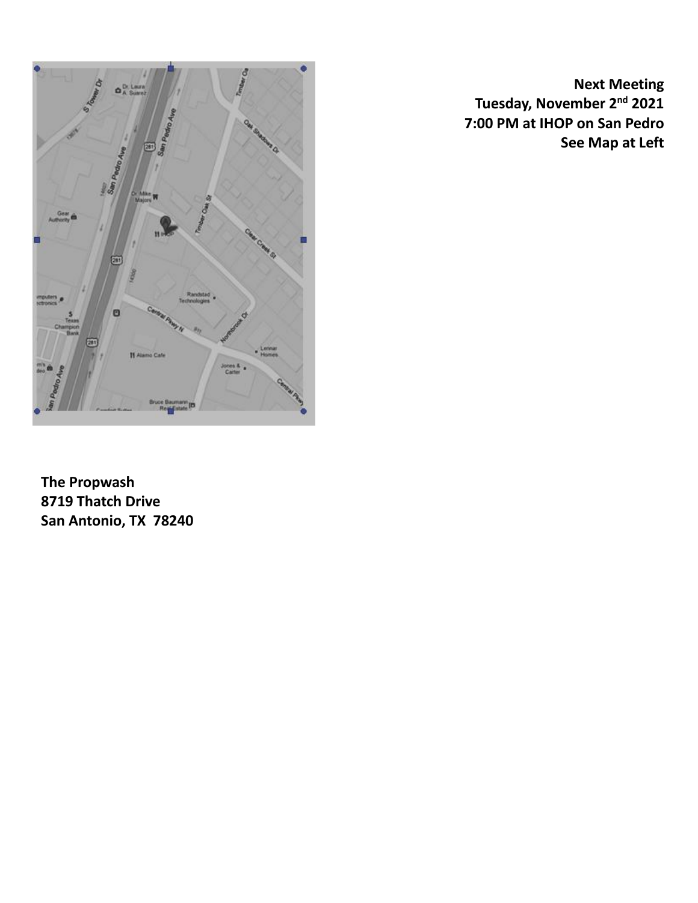**Next Meeting**
**Tuesday, November 2nd 2021**
**7:00 PM at IHOP on San Pedro**
**See Map at Left**

**The Propwash**
**8719 Thatch Drive**
**San Antonio, TX 78240**